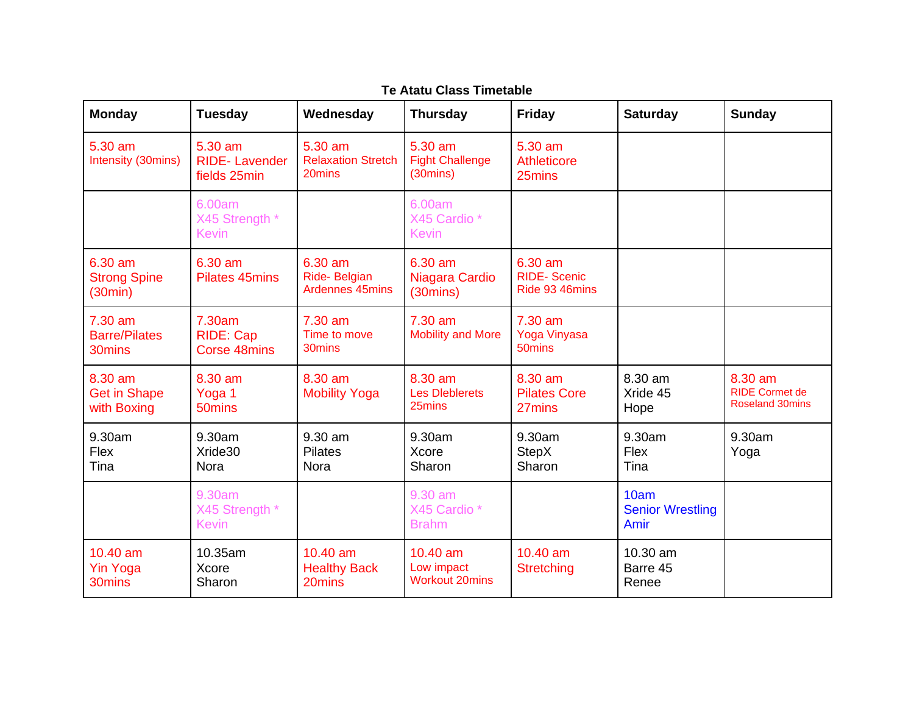**Te Atatu Class Timetable**

| Monday | Tuesday | Wednesday | Thursday | Friday | Saturday | Sunday |
|---|---|---|---|---|---|---|
| 5.30 am Intensity (30mins) | 5.30 am RIDE- Lavender fields 25min | 5.30 am Relaxation Stretch 20mins | 5.30 am Fight Challenge (30mins) | 5.30 am Athleticore 25mins | | |
| | 6.00am X45 Strength * Kevin | | 6.00am X45 Cardio * Kevin | | | |
| 6.30 am Strong Spine (30min) | 6.30 am Pilates 45mins | 6.30 am Ride- Belgian Ardennes 45mins | 6.30 am Niagara Cardio (30mins) | 6.30 am RIDE- Scenic Ride 93 46mins | | |
| 7.30 am Barre/Pilates 30mins | 7.30am RIDE: Cap Corse 48mins | 7.30 am Time to move 30mins | 7.30 am Mobility and More | 7.30 am Yoga Vinyasa 50mins | | |
| 8.30 am Get in Shape with Boxing | 8.30 am Yoga 1 50mins | 8.30 am Mobility Yoga | 8.30 am Les Dleblerets 25mins | 8.30 am Pilates Core 27mins | 8.30 am Xride 45 Hope | 8.30 am RIDE Cormet de Roseland 30mins |
| 9.30am Flex Tina | 9.30am Xride30 Nora | 9.30 am Pilates Nora | 9.30am Xcore Sharon | 9.30am StepX Sharon | 9.30am Flex Tina | 9.30am Yoga |
| | 9.30am X45 Strength * Kevin | | 9.30 am X45 Cardio * Brahm | | 10am Senior Wrestling Amir | |
| 10.40 am Yin Yoga 30mins | 10.35am Xcore Sharon | 10.40 am Healthy Back 20mins | 10.40 am Low impact Workout 20mins | 10.40 am Stretching | 10.30 am Barre 45 Renee | |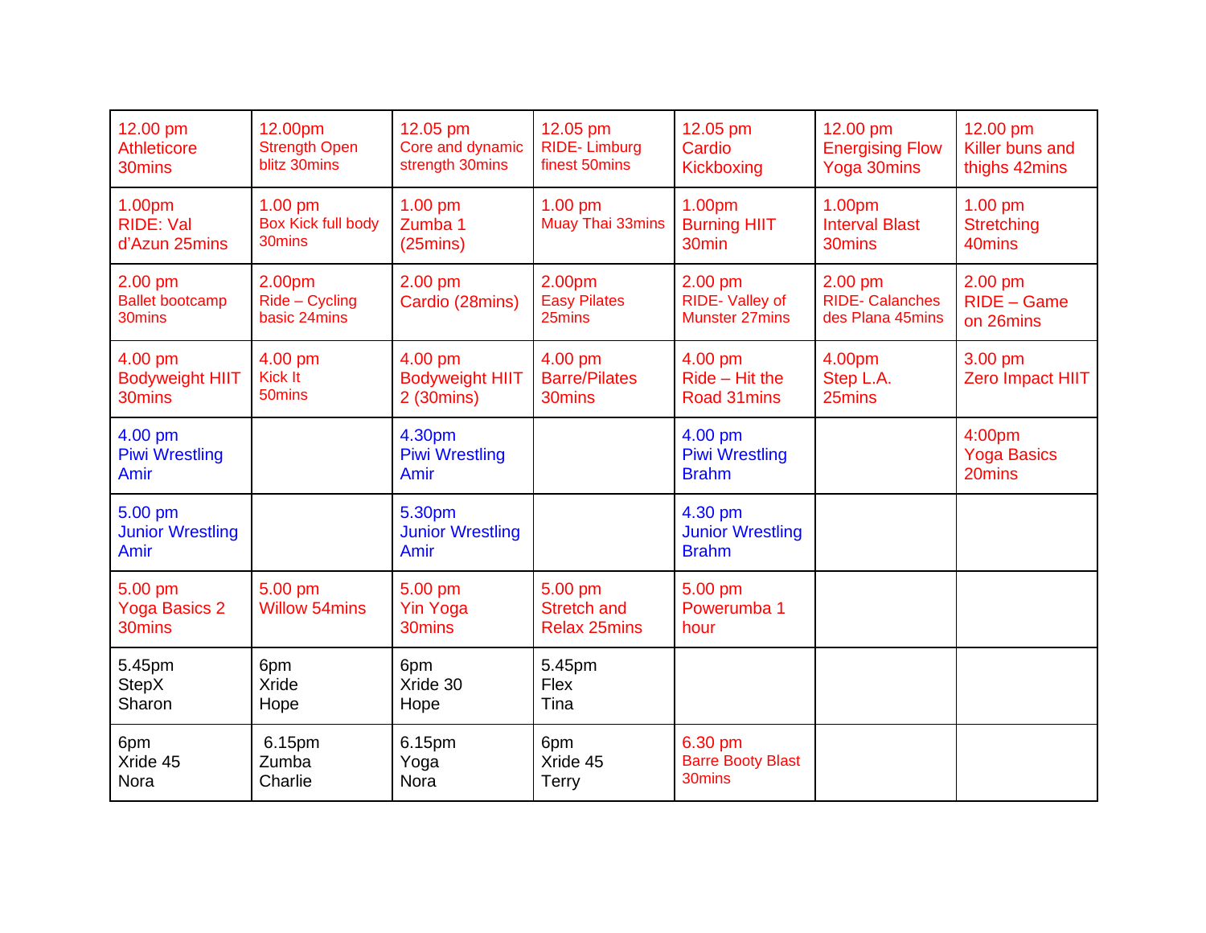| 12.00 pm Athleticore 30mins | 12.00pm Strength Open blitz 30mins | 12.05 pm Core and dynamic strength 30mins | 12.05 pm RIDE- Limburg finest 50mins | 12.05 pm Cardio Kickboxing | 12.00 pm Energising Flow Yoga 30mins | 12.00 pm Killer buns and thighs 42mins |
|---|---|---|---|---|---|---|
| 1.00pm RIDE: Val d'Azun 25mins | 1.00 pm Box Kick full body 30mins | 1.00 pm Zumba 1 (25mins) | 1.00 pm Muay Thai 33mins | 1.00pm Burning HIIT 30min | 1.00pm Interval Blast 30mins | 1.00 pm Stretching 40mins |
| 2.00 pm Ballet bootcamp 30mins | 2.00pm Ride – Cycling basic 24mins | 2.00 pm Cardio (28mins) | 2.00pm Easy Pilates 25mins | 2.00 pm RIDE- Valley of Munster 27mins | 2.00 pm RIDE- Calanches des Plana 45mins | 2.00 pm RIDE – Game on 26mins |
| 4.00 pm Bodyweight HIIT 30mins | 4.00 pm Kick It 50mins | 4.00 pm Bodyweight HIIT 2 (30mins) | 4.00 pm Barre/Pilates 30mins | 4.00 pm Ride – Hit the Road 31mins | 4.00pm Step L.A. 25mins | 3.00 pm Zero Impact HIIT |
| 4.00 pm Piwi Wrestling Amir | | 4.30pm Piwi Wrestling Amir | | 4.00 pm Piwi Wrestling Brahm | | 4:00pm Yoga Basics 20mins |
| 5.00 pm Junior Wrestling Amir | | 5.30pm Junior Wrestling Amir | | 4.30 pm Junior Wrestling Brahm | | |
| 5.00 pm Yoga Basics 2 30mins | 5.00 pm Willow 54mins | 5.00 pm Yin Yoga 30mins | 5.00 pm Stretch and Relax 25mins | 5.00 pm Powerumba 1 hour | | |
| 5.45pm StepX Sharon | 6pm Xride Hope | 6pm Xride 30 Hope | 5.45pm Flex Tina | | | |
| 6pm Xride 45 Nora | 6.15pm Zumba Charlie | 6.15pm Yoga Nora | 6pm Xride 45 Terry | 6.30 pm Barre Booty Blast 30mins | | |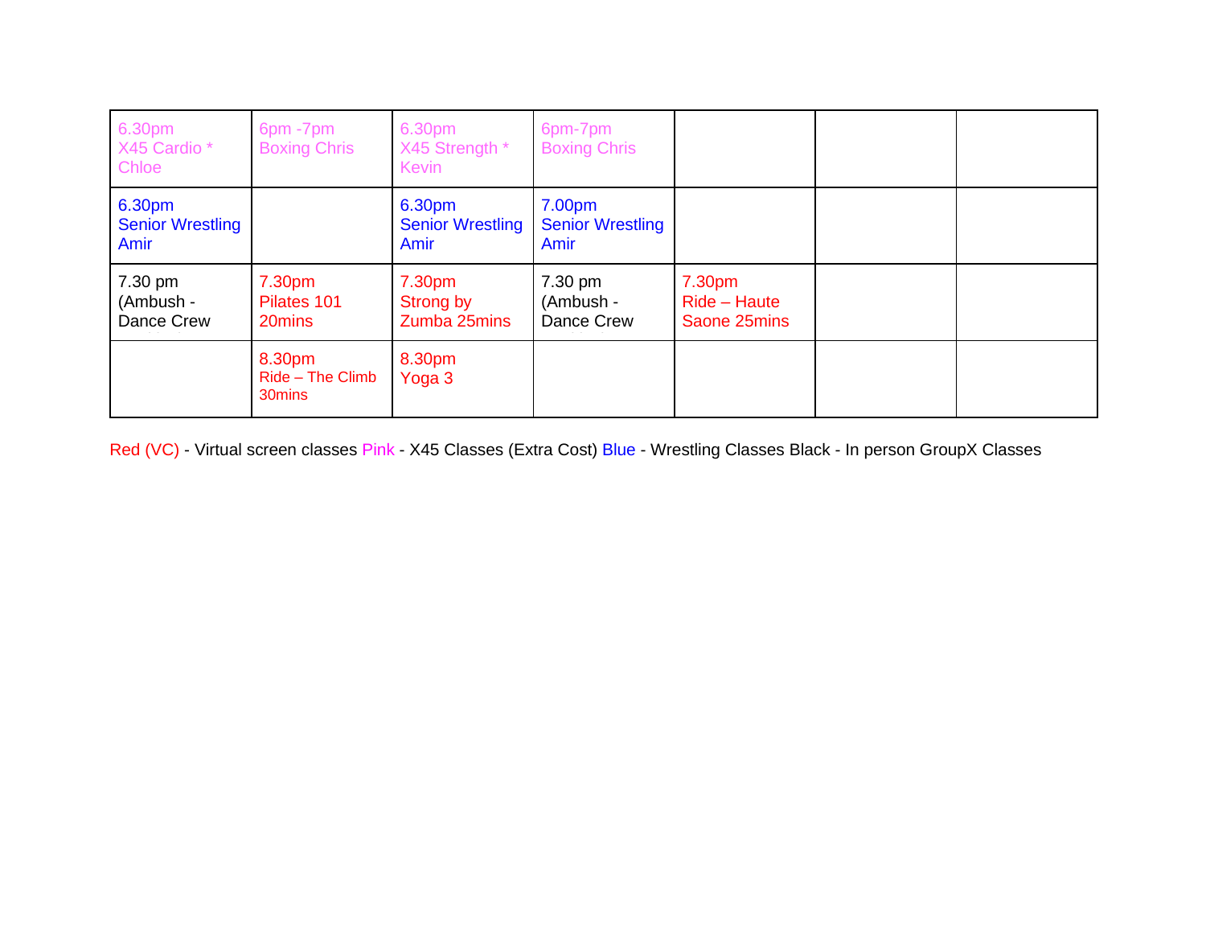| | | | | | | |
|---|---|---|---|---|---|---|
| 6.30pm X45 Cardio * Chloe | 6pm -7pm Boxing Chris | 6.30pm X45 Strength * Kevin | 6pm-7pm Boxing Chris | | | |
| 6.30pm Senior Wrestling Amir | | 6.30pm Senior Wrestling Amir | 7.00pm Senior Wrestling Amir | | | |
| 7.30 pm (Ambush - Dance Crew | 7.30pm Pilates 101 20mins | 7.30pm Strong by Zumba 25mins | 7.30 pm (Ambush - Dance Crew | 7.30pm Ride – Haute Saone 25mins | | |
| | 8.30pm Ride – The Climb 30mins | 8.30pm Yoga 3 | | | | |

Red (VC) - Virtual screen classes Pink - X45 Classes (Extra Cost) Blue - Wrestling Classes Black - In person GroupX Classes